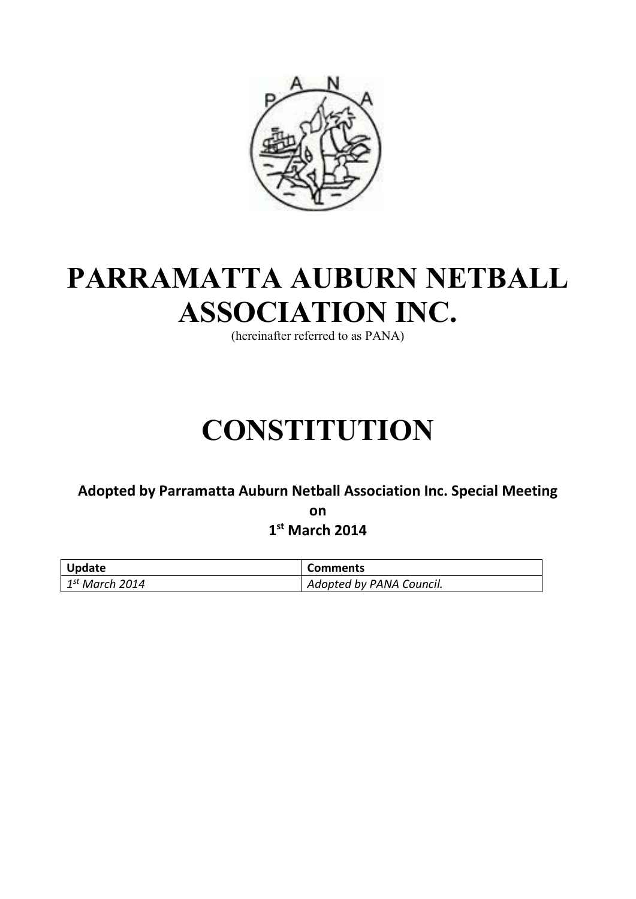# PARRAMATTA AUBURN NETBALL ASSOCIATION INC.

(hereinafter referred to as PANA)

# CONSTITUTION

**Adopted by Parramatta Auburn Netball Association Inc. Special Meeting on 1st March 2014**

| Update | Comments |
| --- | --- |
| *1st March 2014* | *Adopted by PANA Council.* |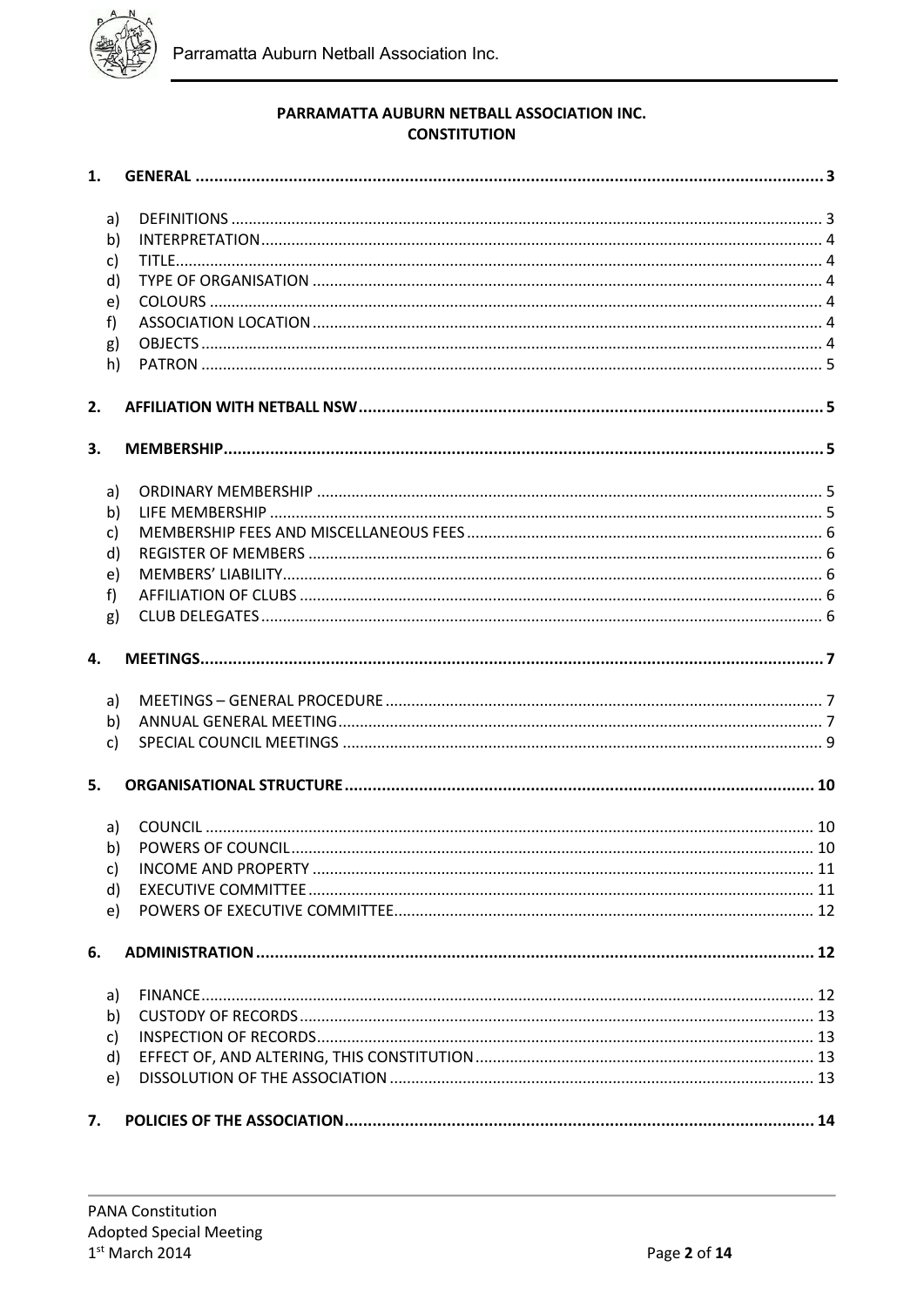# PARRAMATTA AUBURN NETBALL ASSOCIATION INC.
## CONSTITUTION

**1. GENERAL** ........................................................................ **3**

- a) DEFINITIONS ........................................................................ 3
- b) INTERPRETATION ........................................................................ 4
- c) TITLE ........................................................................ 4
- d) TYPE OF ORGANISATION ........................................................................ 4
- e) COLOURS ........................................................................ 4
- f) ASSOCIATION LOCATION ........................................................................ 4
- g) OBJECTS ........................................................................ 4
- h) PATRON ........................................................................ 5

**2. AFFILIATION WITH NETBALL NSW** ........................................................................ **5**

**3. MEMBERSHIP** ........................................................................ **5**

- a) ORDINARY MEMBERSHIP ........................................................................ 5
- b) LIFE MEMBERSHIP ........................................................................ 5
- c) MEMBERSHIP FEES AND MISCELLANEOUS FEES ........................................................................ 6
- d) REGISTER OF MEMBERS ........................................................................ 6
- e) MEMBERS' LIABILITY ........................................................................ 6
- f) AFFILIATION OF CLUBS ........................................................................ 6
- g) CLUB DELEGATES ........................................................................ 6

**4. MEETINGS** ........................................................................ **7**

- a) MEETINGS – GENERAL PROCEDURE ........................................................................ 7
- b) ANNUAL GENERAL MEETING ........................................................................ 7
- c) SPECIAL COUNCIL MEETINGS ........................................................................ 9

**5. ORGANISATIONAL STRUCTURE** ........................................................................ **10**

- a) COUNCIL ........................................................................ 10
- b) POWERS OF COUNCIL ........................................................................ 10
- c) INCOME AND PROPERTY ........................................................................ 11
- d) EXECUTIVE COMMITTEE ........................................................................ 11
- e) POWERS OF EXECUTIVE COMMITTEE ........................................................................ 12

**6. ADMINISTRATION** ........................................................................ **12**

- a) FINANCE ........................................................................ 12
- b) CUSTODY OF RECORDS ........................................................................ 13
- c) INSPECTION OF RECORDS ........................................................................ 13
- d) EFFECT OF, AND ALTERING, THIS CONSTITUTION ........................................................................ 13
- e) DISSOLUTION OF THE ASSOCIATION ........................................................................ 13

**7. POLICIES OF THE ASSOCIATION** ........................................................................ **14**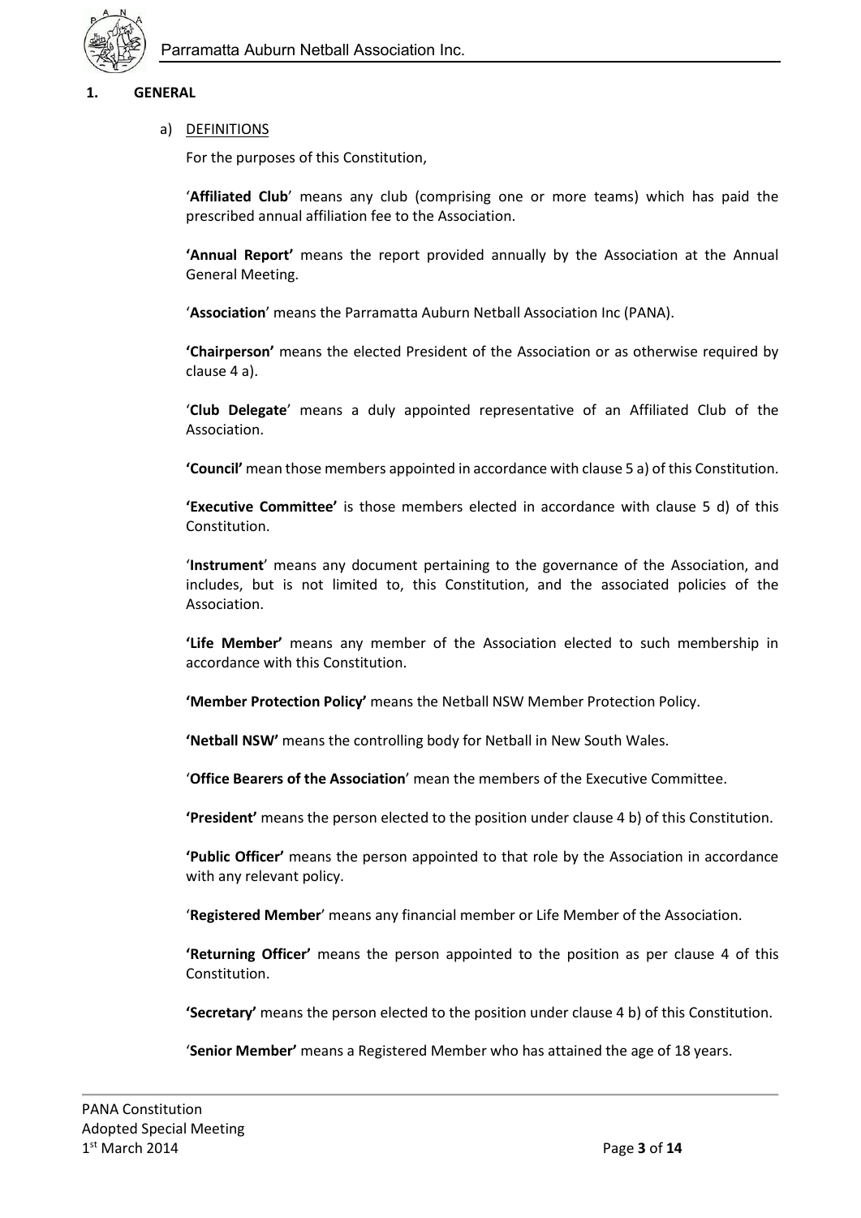## 1. GENERAL

### a) DEFINITIONS

For the purposes of this Constitution,

'**Affiliated Club**' means any club (comprising one or more teams) which has paid the prescribed annual affiliation fee to the Association.

**'Annual Report'** means the report provided annually by the Association at the Annual General Meeting.

'**Association**' means the Parramatta Auburn Netball Association Inc (PANA).

**'Chairperson'** means the elected President of the Association or as otherwise required by clause 4 a).

'**Club Delegate**' means a duly appointed representative of an Affiliated Club of the Association.

**'Council'** mean those members appointed in accordance with clause 5 a) of this Constitution.

**'Executive Committee'** is those members elected in accordance with clause 5 d) of this Constitution.

'**Instrument**' means any document pertaining to the governance of the Association, and includes, but is not limited to, this Constitution, and the associated policies of the Association.

**'Life Member'** means any member of the Association elected to such membership in accordance with this Constitution.

**'Member Protection Policy'** means the Netball NSW Member Protection Policy.

**'Netball NSW'** means the controlling body for Netball in New South Wales.

'**Office Bearers of the Association**' mean the members of the Executive Committee.

**'President'** means the person elected to the position under clause 4 b) of this Constitution.

**'Public Officer'** means the person appointed to that role by the Association in accordance with any relevant policy.

'**Registered Member**' means any financial member or Life Member of the Association.

**'Returning Officer'** means the person appointed to the position as per clause 4 of this Constitution.

**'Secretary'** means the person elected to the position under clause 4 b) of this Constitution.

'**Senior Member'** means a Registered Member who has attained the age of 18 years.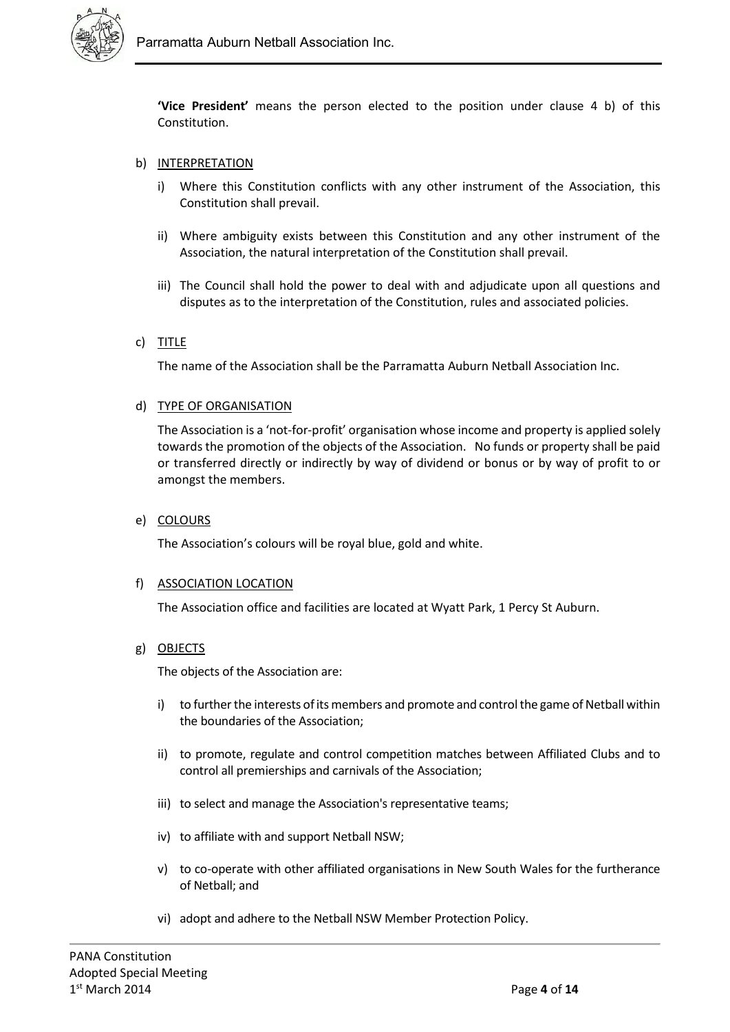**'Vice President'** means the person elected to the position under clause 4 b) of this Constitution.

b) INTERPRETATION

i) Where this Constitution conflicts with any other instrument of the Association, this Constitution shall prevail.

ii) Where ambiguity exists between this Constitution and any other instrument of the Association, the natural interpretation of the Constitution shall prevail.

iii) The Council shall hold the power to deal with and adjudicate upon all questions and disputes as to the interpretation of the Constitution, rules and associated policies.

c) TITLE

The name of the Association shall be the Parramatta Auburn Netball Association Inc.

d) TYPE OF ORGANISATION

The Association is a 'not-for-profit' organisation whose income and property is applied solely towards the promotion of the objects of the Association. No funds or property shall be paid or transferred directly or indirectly by way of dividend or bonus or by way of profit to or amongst the members.

e) COLOURS

The Association's colours will be royal blue, gold and white.

f) ASSOCIATION LOCATION

The Association office and facilities are located at Wyatt Park, 1 Percy St Auburn.

g) OBJECTS

The objects of the Association are:

i) to further the interests of its members and promote and control the game of Netball within the boundaries of the Association;

ii) to promote, regulate and control competition matches between Affiliated Clubs and to control all premierships and carnivals of the Association;

iii) to select and manage the Association's representative teams;

iv) to affiliate with and support Netball NSW;

v) to co-operate with other affiliated organisations in New South Wales for the furtherance of Netball; and

vi) adopt and adhere to the Netball NSW Member Protection Policy.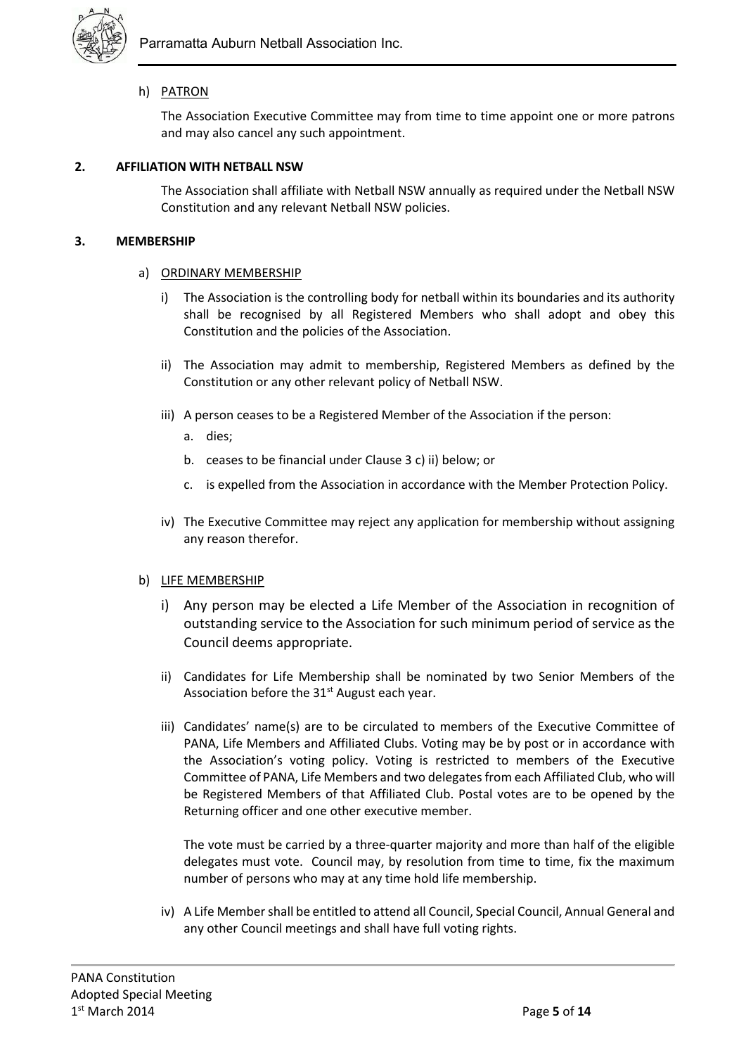h) <u>PATRON</u>

The Association Executive Committee may from time to time appoint one or more patrons and may also cancel any such appointment.

## 2. AFFILIATION WITH NETBALL NSW

The Association shall affiliate with Netball NSW annually as required under the Netball NSW Constitution and any relevant Netball NSW policies.

## 3. MEMBERSHIP

a) <u>ORDINARY MEMBERSHIP</u>

i) The Association is the controlling body for netball within its boundaries and its authority shall be recognised by all Registered Members who shall adopt and obey this Constitution and the policies of the Association.

ii) The Association may admit to membership, Registered Members as defined by the Constitution or any other relevant policy of Netball NSW.

iii) A person ceases to be a Registered Member of the Association if the person:

a. dies;

b. ceases to be financial under Clause 3 c) ii) below; or

c. is expelled from the Association in accordance with the Member Protection Policy.

iv) The Executive Committee may reject any application for membership without assigning any reason therefor.

b) <u>LIFE MEMBERSHIP</u>

i) Any person may be elected a Life Member of the Association in recognition of outstanding service to the Association for such minimum period of service as the Council deems appropriate.

ii) Candidates for Life Membership shall be nominated by two Senior Members of the Association before the 31st August each year.

iii) Candidates' name(s) are to be circulated to members of the Executive Committee of PANA, Life Members and Affiliated Clubs. Voting may be by post or in accordance with the Association's voting policy. Voting is restricted to members of the Executive Committee of PANA, Life Members and two delegates from each Affiliated Club, who will be Registered Members of that Affiliated Club. Postal votes are to be opened by the Returning officer and one other executive member.

The vote must be carried by a three-quarter majority and more than half of the eligible delegates must vote. Council may, by resolution from time to time, fix the maximum number of persons who may at any time hold life membership.

iv) A Life Member shall be entitled to attend all Council, Special Council, Annual General and any other Council meetings and shall have full voting rights.

PANA Constitution
Adopted Special Meeting
1st March 2014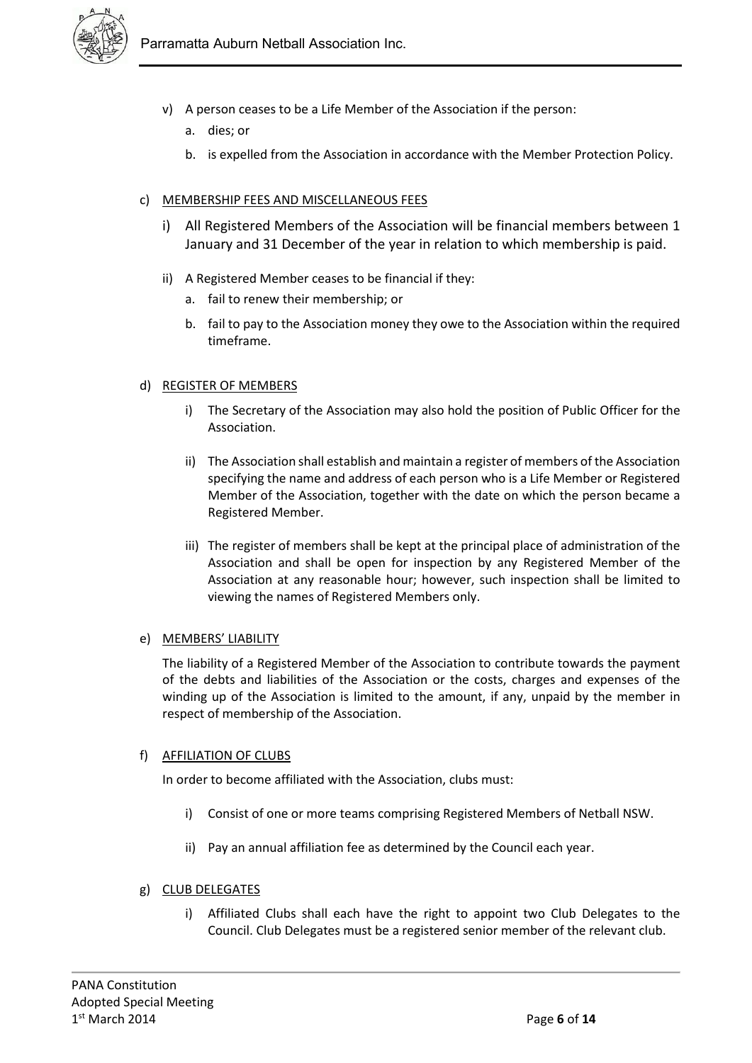v) A person ceases to be a Life Member of the Association if the person:

   a. dies; or

   b. is expelled from the Association in accordance with the Member Protection Policy.

c) MEMBERSHIP FEES AND MISCELLANEOUS FEES

   i) All Registered Members of the Association will be financial members between 1 January and 31 December of the year in relation to which membership is paid.

   ii) A Registered Member ceases to be financial if they:

      a. fail to renew their membership; or

      b. fail to pay to the Association money they owe to the Association within the required timeframe.

d) REGISTER OF MEMBERS

   i) The Secretary of the Association may also hold the position of Public Officer for the Association.

   ii) The Association shall establish and maintain a register of members of the Association specifying the name and address of each person who is a Life Member or Registered Member of the Association, together with the date on which the person became a Registered Member.

   iii) The register of members shall be kept at the principal place of administration of the Association and shall be open for inspection by any Registered Member of the Association at any reasonable hour; however, such inspection shall be limited to viewing the names of Registered Members only.

e) MEMBERS' LIABILITY

   The liability of a Registered Member of the Association to contribute towards the payment of the debts and liabilities of the Association or the costs, charges and expenses of the winding up of the Association is limited to the amount, if any, unpaid by the member in respect of membership of the Association.

f) AFFILIATION OF CLUBS

   In order to become affiliated with the Association, clubs must:

   i) Consist of one or more teams comprising Registered Members of Netball NSW.

   ii) Pay an annual affiliation fee as determined by the Council each year.

g) CLUB DELEGATES

   i) Affiliated Clubs shall each have the right to appoint two Club Delegates to the Council. Club Delegates must be a registered senior member of the relevant club.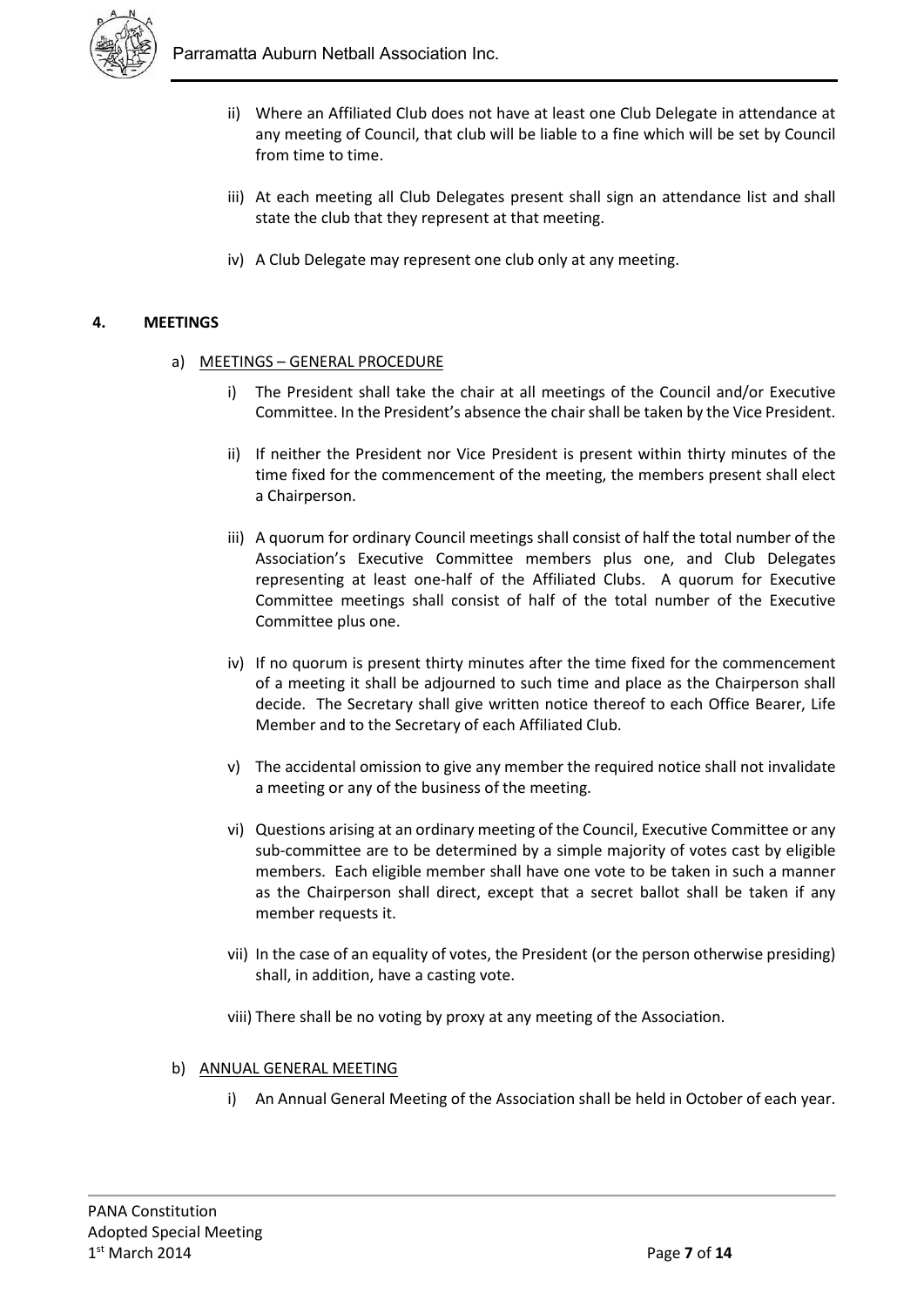ii) Where an Affiliated Club does not have at least one Club Delegate in attendance at any meeting of Council, that club will be liable to a fine which will be set by Council from time to time.

iii) At each meeting all Club Delegates present shall sign an attendance list and shall state the club that they represent at that meeting.

iv) A Club Delegate may represent one club only at any meeting.

## 4. MEETINGS

### a) MEETINGS – GENERAL PROCEDURE

i) The President shall take the chair at all meetings of the Council and/or Executive Committee. In the President's absence the chair shall be taken by the Vice President.

ii) If neither the President nor Vice President is present within thirty minutes of the time fixed for the commencement of the meeting, the members present shall elect a Chairperson.

iii) A quorum for ordinary Council meetings shall consist of half the total number of the Association's Executive Committee members plus one, and Club Delegates representing at least one-half of the Affiliated Clubs. A quorum for Executive Committee meetings shall consist of half of the total number of the Executive Committee plus one.

iv) If no quorum is present thirty minutes after the time fixed for the commencement of a meeting it shall be adjourned to such time and place as the Chairperson shall decide. The Secretary shall give written notice thereof to each Office Bearer, Life Member and to the Secretary of each Affiliated Club.

v) The accidental omission to give any member the required notice shall not invalidate a meeting or any of the business of the meeting.

vi) Questions arising at an ordinary meeting of the Council, Executive Committee or any sub-committee are to be determined by a simple majority of votes cast by eligible members. Each eligible member shall have one vote to be taken in such a manner as the Chairperson shall direct, except that a secret ballot shall be taken if any member requests it.

vii) In the case of an equality of votes, the President (or the person otherwise presiding) shall, in addition, have a casting vote.

viii) There shall be no voting by proxy at any meeting of the Association.

### b) ANNUAL GENERAL MEETING

i) An Annual General Meeting of the Association shall be held in October of each year.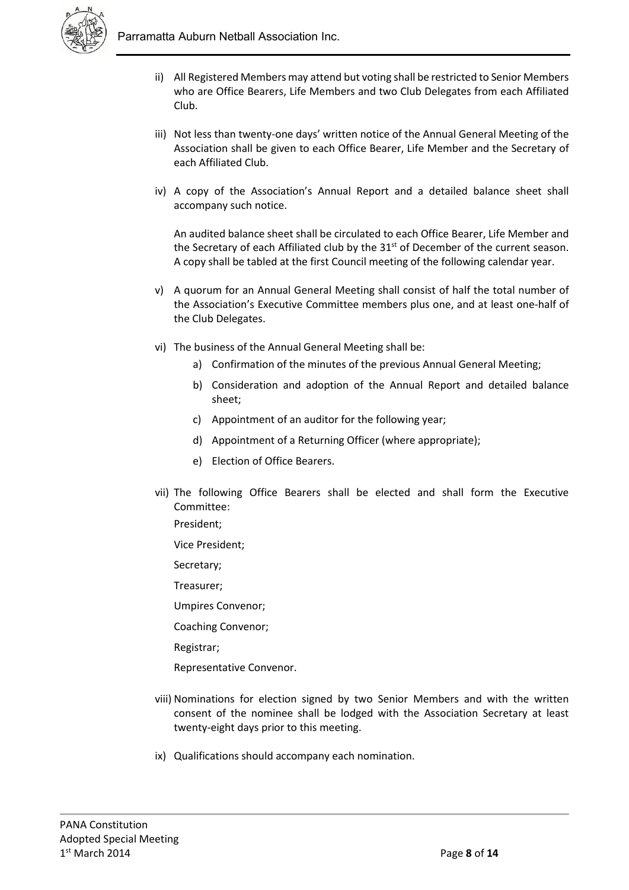ii) All Registered Members may attend but voting shall be restricted to Senior Members who are Office Bearers, Life Members and two Club Delegates from each Affiliated Club.

iii) Not less than twenty-one days' written notice of the Annual General Meeting of the Association shall be given to each Office Bearer, Life Member and the Secretary of each Affiliated Club.

iv) A copy of the Association's Annual Report and a detailed balance sheet shall accompany such notice.

An audited balance sheet shall be circulated to each Office Bearer, Life Member and the Secretary of each Affiliated club by the 31st of December of the current season. A copy shall be tabled at the first Council meeting of the following calendar year.

v) A quorum for an Annual General Meeting shall consist of half the total number of the Association's Executive Committee members plus one, and at least one-half of the Club Delegates.

vi) The business of the Annual General Meeting shall be:

a) Confirmation of the minutes of the previous Annual General Meeting;

b) Consideration and adoption of the Annual Report and detailed balance sheet;

c) Appointment of an auditor for the following year;

d) Appointment of a Returning Officer (where appropriate);

e) Election of Office Bearers.

vii) The following Office Bearers shall be elected and shall form the Executive Committee:

President;

Vice President;

Secretary;

Treasurer;

Umpires Convenor;

Coaching Convenor;

Registrar;

Representative Convenor.

viii) Nominations for election signed by two Senior Members and with the written consent of the nominee shall be lodged with the Association Secretary at least twenty-eight days prior to this meeting.

ix) Qualifications should accompany each nomination.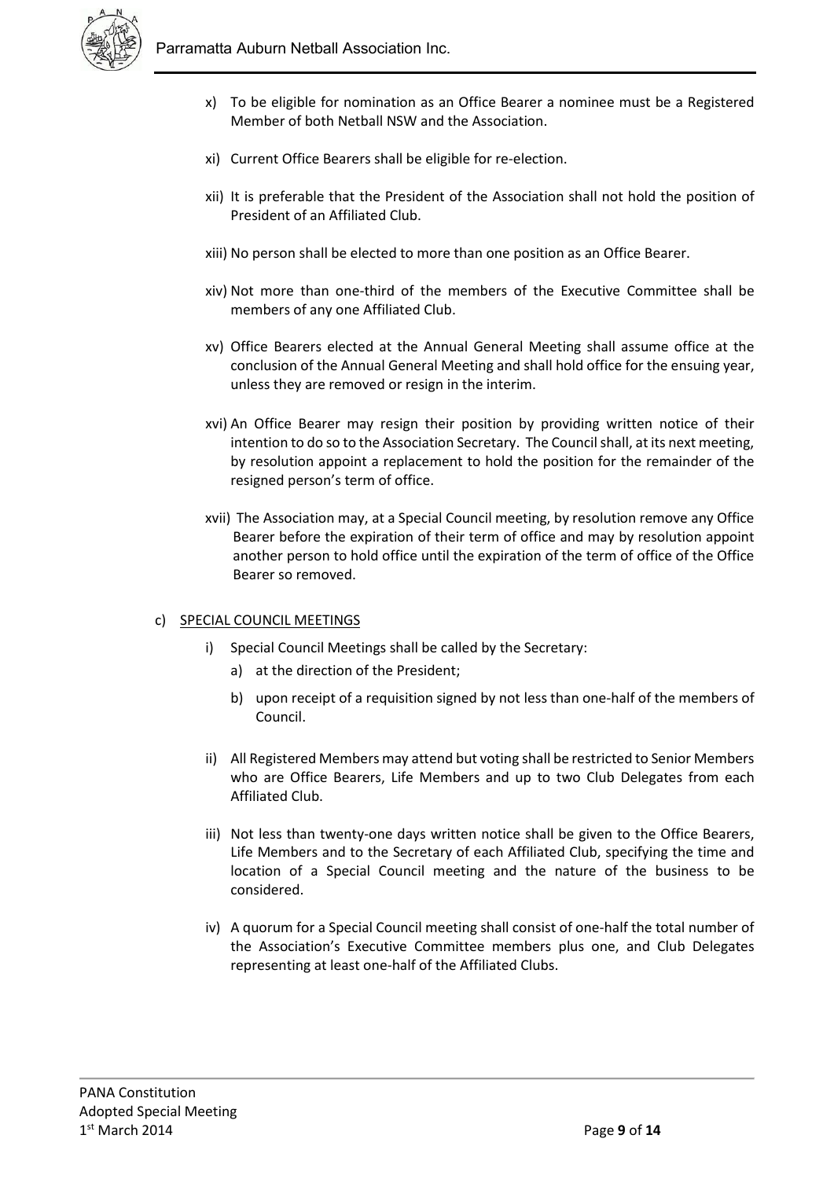x) To be eligible for nomination as an Office Bearer a nominee must be a Registered Member of both Netball NSW and the Association.

xi) Current Office Bearers shall be eligible for re-election.

xii) It is preferable that the President of the Association shall not hold the position of President of an Affiliated Club.

xiii) No person shall be elected to more than one position as an Office Bearer.

xiv) Not more than one-third of the members of the Executive Committee shall be members of any one Affiliated Club.

xv) Office Bearers elected at the Annual General Meeting shall assume office at the conclusion of the Annual General Meeting and shall hold office for the ensuing year, unless they are removed or resign in the interim.

xvi) An Office Bearer may resign their position by providing written notice of their intention to do so to the Association Secretary. The Council shall, at its next meeting, by resolution appoint a replacement to hold the position for the remainder of the resigned person's term of office.

xvii) The Association may, at a Special Council meeting, by resolution remove any Office Bearer before the expiration of their term of office and may by resolution appoint another person to hold office until the expiration of the term of office of the Office Bearer so removed.

c) SPECIAL COUNCIL MEETINGS

i) Special Council Meetings shall be called by the Secretary:

a) at the direction of the President;

b) upon receipt of a requisition signed by not less than one-half of the members of Council.

ii) All Registered Members may attend but voting shall be restricted to Senior Members who are Office Bearers, Life Members and up to two Club Delegates from each Affiliated Club.

iii) Not less than twenty-one days written notice shall be given to the Office Bearers, Life Members and to the Secretary of each Affiliated Club, specifying the time and location of a Special Council meeting and the nature of the business to be considered.

iv) A quorum for a Special Council meeting shall consist of one-half the total number of the Association's Executive Committee members plus one, and Club Delegates representing at least one-half of the Affiliated Clubs.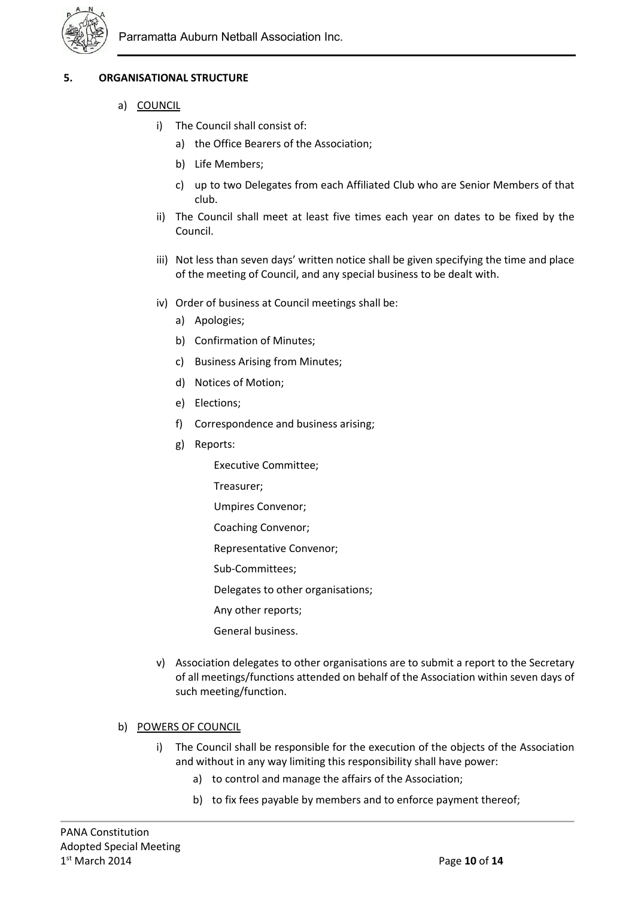## 5. ORGANISATIONAL STRUCTURE

a) COUNCIL

i) The Council shall consist of:

a) the Office Bearers of the Association;

b) Life Members;

c) up to two Delegates from each Affiliated Club who are Senior Members of that club.

ii) The Council shall meet at least five times each year on dates to be fixed by the Council.

iii) Not less than seven days' written notice shall be given specifying the time and place of the meeting of Council, and any special business to be dealt with.

iv) Order of business at Council meetings shall be:

a) Apologies;

b) Confirmation of Minutes;

c) Business Arising from Minutes;

d) Notices of Motion;

e) Elections;

f) Correspondence and business arising;

g) Reports:

Executive Committee;

Treasurer;

Umpires Convenor;

Coaching Convenor;

Representative Convenor;

Sub-Committees;

Delegates to other organisations;

Any other reports;

General business.

v) Association delegates to other organisations are to submit a report to the Secretary of all meetings/functions attended on behalf of the Association within seven days of such meeting/function.

b) POWERS OF COUNCIL

i) The Council shall be responsible for the execution of the objects of the Association and without in any way limiting this responsibility shall have power:

a) to control and manage the affairs of the Association;

b) to fix fees payable by members and to enforce payment thereof;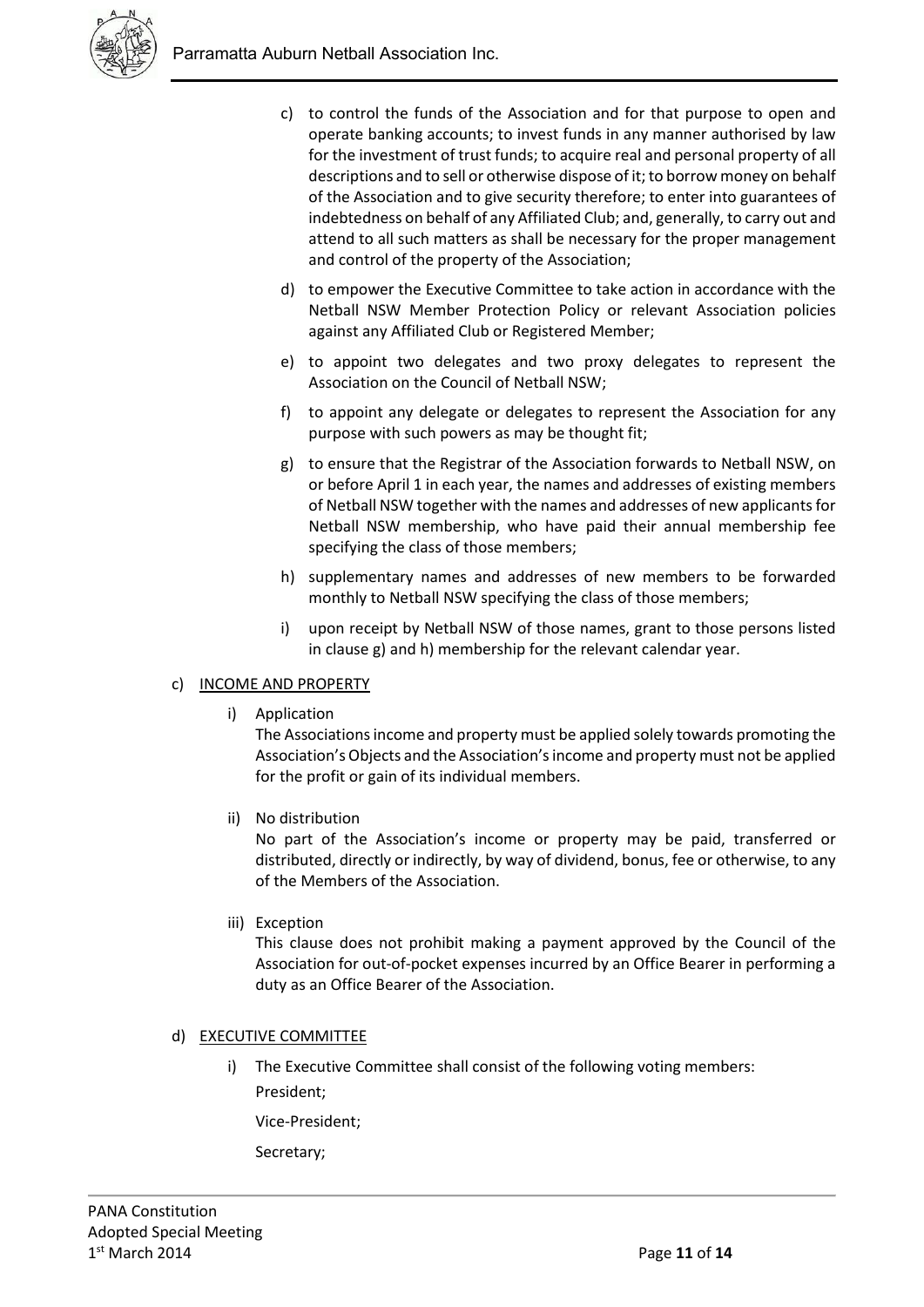c) to control the funds of the Association and for that purpose to open and operate banking accounts; to invest funds in any manner authorised by law for the investment of trust funds; to acquire real and personal property of all descriptions and to sell or otherwise dispose of it; to borrow money on behalf of the Association and to give security therefore; to enter into guarantees of indebtedness on behalf of any Affiliated Club; and, generally, to carry out and attend to all such matters as shall be necessary for the proper management and control of the property of the Association;

d) to empower the Executive Committee to take action in accordance with the Netball NSW Member Protection Policy or relevant Association policies against any Affiliated Club or Registered Member;

e) to appoint two delegates and two proxy delegates to represent the Association on the Council of Netball NSW;

f) to appoint any delegate or delegates to represent the Association for any purpose with such powers as may be thought fit;

g) to ensure that the Registrar of the Association forwards to Netball NSW, on or before April 1 in each year, the names and addresses of existing members of Netball NSW together with the names and addresses of new applicants for Netball NSW membership, who have paid their annual membership fee specifying the class of those members;

h) supplementary names and addresses of new members to be forwarded monthly to Netball NSW specifying the class of those members;

i) upon receipt by Netball NSW of those names, grant to those persons listed in clause g) and h) membership for the relevant calendar year.

c) INCOME AND PROPERTY

i) Application
The Associations income and property must be applied solely towards promoting the Association's Objects and the Association's income and property must not be applied for the profit or gain of its individual members.

ii) No distribution
No part of the Association's income or property may be paid, transferred or distributed, directly or indirectly, by way of dividend, bonus, fee or otherwise, to any of the Members of the Association.

iii) Exception
This clause does not prohibit making a payment approved by the Council of the Association for out-of-pocket expenses incurred by an Office Bearer in performing a duty as an Office Bearer of the Association.

d) EXECUTIVE COMMITTEE

i) The Executive Committee shall consist of the following voting members:

President;

Vice-President;

Secretary;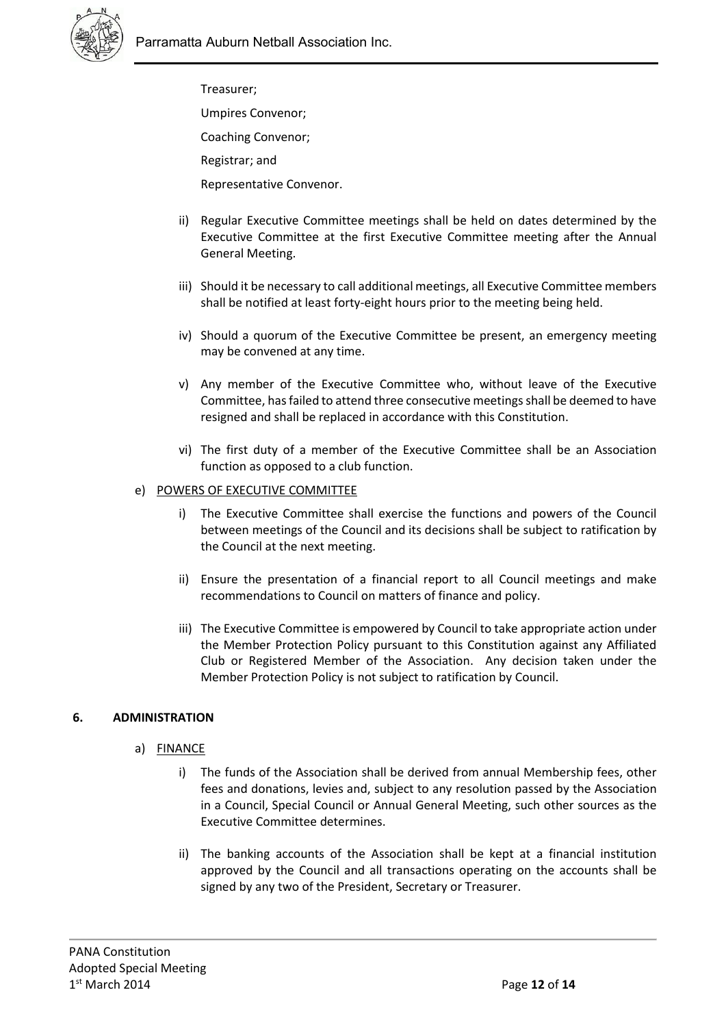Treasurer;

Umpires Convenor;

Coaching Convenor;

Registrar; and

Representative Convenor.

ii) Regular Executive Committee meetings shall be held on dates determined by the Executive Committee at the first Executive Committee meeting after the Annual General Meeting.

iii) Should it be necessary to call additional meetings, all Executive Committee members shall be notified at least forty-eight hours prior to the meeting being held.

iv) Should a quorum of the Executive Committee be present, an emergency meeting may be convened at any time.

v) Any member of the Executive Committee who, without leave of the Executive Committee, has failed to attend three consecutive meetings shall be deemed to have resigned and shall be replaced in accordance with this Constitution.

vi) The first duty of a member of the Executive Committee shall be an Association function as opposed to a club function.

e) <u>POWERS OF EXECUTIVE COMMITTEE</u>

i) The Executive Committee shall exercise the functions and powers of the Council between meetings of the Council and its decisions shall be subject to ratification by the Council at the next meeting.

ii) Ensure the presentation of a financial report to all Council meetings and make recommendations to Council on matters of finance and policy.

iii) The Executive Committee is empowered by Council to take appropriate action under the Member Protection Policy pursuant to this Constitution against any Affiliated Club or Registered Member of the Association. Any decision taken under the Member Protection Policy is not subject to ratification by Council.

## 6. ADMINISTRATION

a) <u>FINANCE</u>

i) The funds of the Association shall be derived from annual Membership fees, other fees and donations, levies and, subject to any resolution passed by the Association in a Council, Special Council or Annual General Meeting, such other sources as the Executive Committee determines.

ii) The banking accounts of the Association shall be kept at a financial institution approved by the Council and all transactions operating on the accounts shall be signed by any two of the President, Secretary or Treasurer.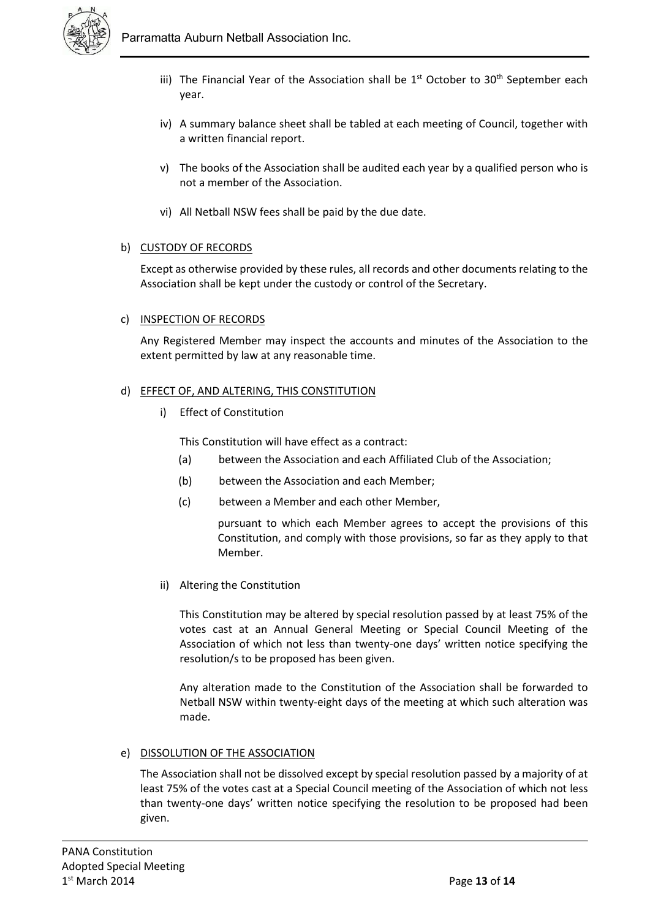iii) The Financial Year of the Association shall be 1st October to 30th September each year.

iv) A summary balance sheet shall be tabled at each meeting of Council, together with a written financial report.

v) The books of the Association shall be audited each year by a qualified person who is not a member of the Association.

vi) All Netball NSW fees shall be paid by the due date.

b) <u>CUSTODY OF RECORDS</u>

Except as otherwise provided by these rules, all records and other documents relating to the Association shall be kept under the custody or control of the Secretary.

c) <u>INSPECTION OF RECORDS</u>

Any Registered Member may inspect the accounts and minutes of the Association to the extent permitted by law at any reasonable time.

d) <u>EFFECT OF, AND ALTERING, THIS CONSTITUTION</u>

i) Effect of Constitution

This Constitution will have effect as a contract:

(a) between the Association and each Affiliated Club of the Association;

(b) between the Association and each Member;

(c) between a Member and each other Member,

pursuant to which each Member agrees to accept the provisions of this Constitution, and comply with those provisions, so far as they apply to that Member.

ii) Altering the Constitution

This Constitution may be altered by special resolution passed by at least 75% of the votes cast at an Annual General Meeting or Special Council Meeting of the Association of which not less than twenty-one days' written notice specifying the resolution/s to be proposed has been given.

Any alteration made to the Constitution of the Association shall be forwarded to Netball NSW within twenty-eight days of the meeting at which such alteration was made.

e) <u>DISSOLUTION OF THE ASSOCIATION</u>

The Association shall not be dissolved except by special resolution passed by a majority of at least 75% of the votes cast at a Special Council meeting of the Association of which not less than twenty-one days' written notice specifying the resolution to be proposed had been given.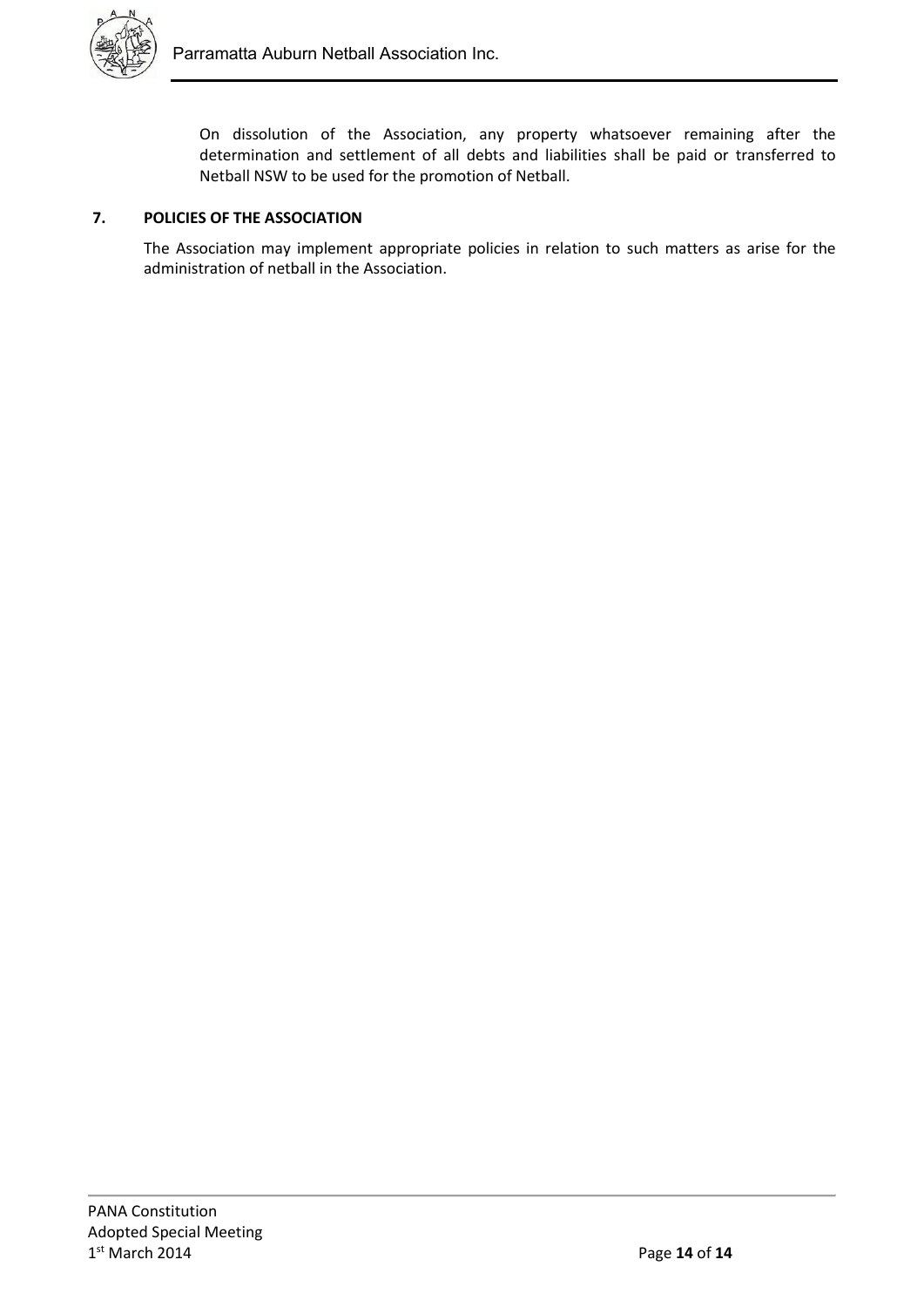On dissolution of the Association, any property whatsoever remaining after the determination and settlement of all debts and liabilities shall be paid or transferred to Netball NSW to be used for the promotion of Netball.

## 7. POLICIES OF THE ASSOCIATION

The Association may implement appropriate policies in relation to such matters as arise for the administration of netball in the Association.